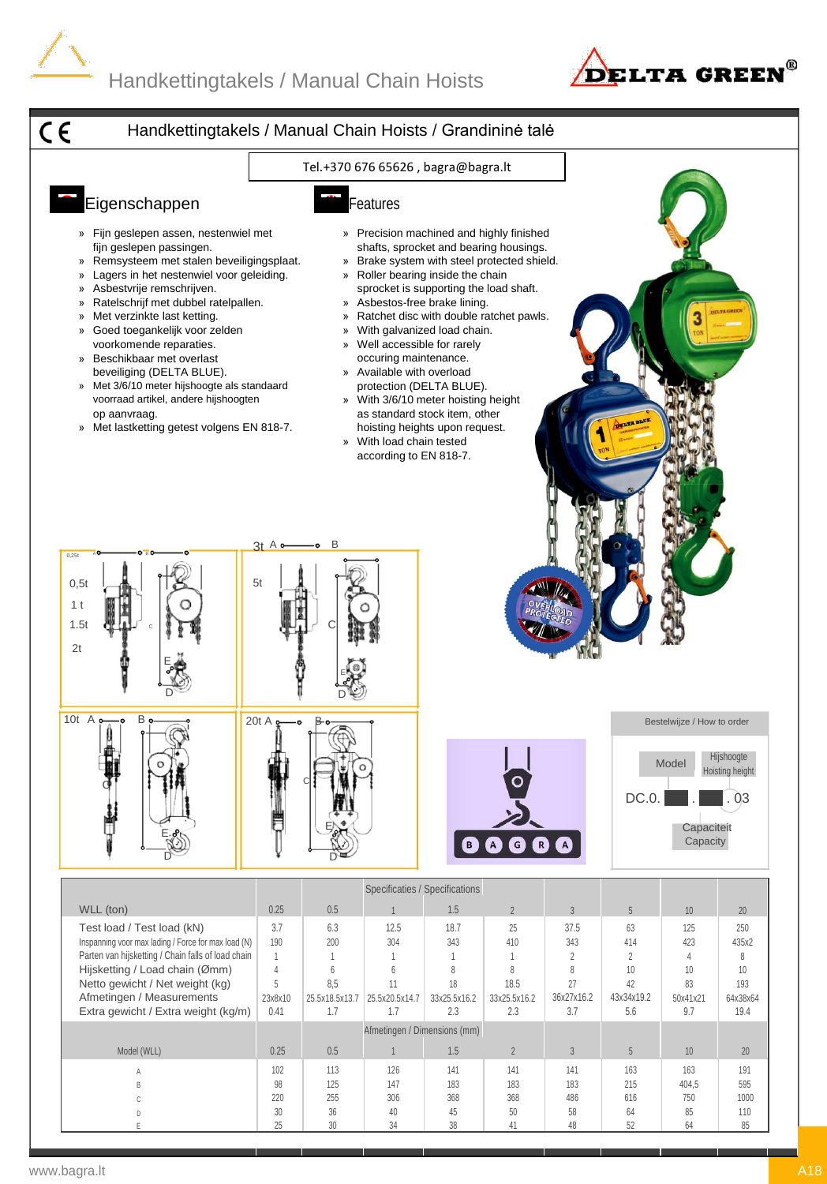# Handkettingtakels / Manual Chain Hoists

## Handkettingtakels / Manual Chain Hoists / Grandininė talė

Tel.+370 676 65626 , bagra@bagra.lt

### Eigenschappen

- Fijn geslepen assen, nestenwiel met fijn geslepen passingen.
- Remsysteem met stalen beveiligingsplaat.
- Lagers in het nestenwiel voor geleiding.
- Asbestvrije remschrijven.
- Ratelschrijf met dubbel ratelpallen.
- Met verzinkte last ketting.
- Goed toegankelijk voor zelden voorkomende reparaties.
- Beschikbaar met overlast beveiliging (DELTA BLUE).
- Met 3/6/10 meter hijshoogte als standaard voorraad artikel, andere hijshoogten op aanvraag.
- Met lastketting getest volgens EN 818-7.

### Features

- Precision machined and highly finished shafts, sprocket and bearing housings.
- Brake system with steel protected shield.
- Roller bearing inside the chain sprocket is supporting the load shaft.
- Asbestos-free brake lining.
- Ratchet disc with double ratchet pawls.
- With galvanized load chain.
- Well accessible for rarely occuring maintenance.
- Available with overload protection (DELTA BLUE).
- With 3/6/10 meter hoisting height as standard stock item, other hoisting heights upon request.
- With load chain tested according to EN 818-7.

0,25t, 0,5t, 1 t, 1.5t, 2t — 3t, 5t — 10t — 20t

Bestelwijze / How to order

DC.0. [Model] . [Capaciteit / Capacity] . 03 [Hijshoogte / Hoisting height]

| Specificaties / Specifications | | | | | | | | | |
|---|---|---|---|---|---|---|---|---|---|
| WLL (ton) | 0.25 | 0.5 | 1 | 1.5 | 2 | 3 | 5 | 10 | 20 |
| Test load / Test load (kN) | 3.7 | 6.3 | 12.5 | 18.7 | 25 | 37.5 | 63 | 125 | 250 |
| Inspanning voor max lading / Force for max load (N) | 190 | 200 | 304 | 343 | 410 | 343 | 414 | 423 | 435x2 |
| Parten van hijsketting / Chain falls of load chain | 1 | 1 | 1 | 1 | 1 | 2 | 2 | 4 | 8 |
| Hijsketting / Load chain (Ømm) | 4 | 6 | 6 | 8 | 8 | 8 | 10 | 10 | 10 |
| Netto gewicht / Net weight (kg) | 5 | 8,5 | 11 | 18 | 18.5 | 27 | 42 | 83 | 193 |
| Afmetingen / Measurements | 23x8x10 | 25.5x18.5x13.7 | 25.5x20.5x14.7 | 33x25.5x16.2 | 33x25.5x16.2 | 36x27x16.2 | 43x34x19.2 | 50x41x21 | 64x38x64 |
| Extra gewicht / Extra weight (kg/m) | 0.41 | 1.7 | 1.7 | 2.3 | 2.3 | 3.7 | 5.6 | 9.7 | 19.4 |
| Afmetingen / Dimensions (mm) | | | | | | | | | |
| Model (WLL) | 0.25 | 0.5 | 1 | 1.5 | 2 | 3 | 5 | 10 | 20 |
| A | 102 | 113 | 126 | 141 | 141 | 141 | 163 | 163 | 191 |
| B | 98 | 125 | 147 | 183 | 183 | 183 | 215 | 404,5 | 595 |
| C | 220 | 255 | 306 | 368 | 368 | 486 | 616 | 750 | 1000 |
| D | 30 | 36 | 40 | 45 | 50 | 58 | 64 | 85 | 110 |
| E | 25 | 30 | 34 | 38 | 41 | 48 | 52 | 64 | 85 |

www.bagra.lt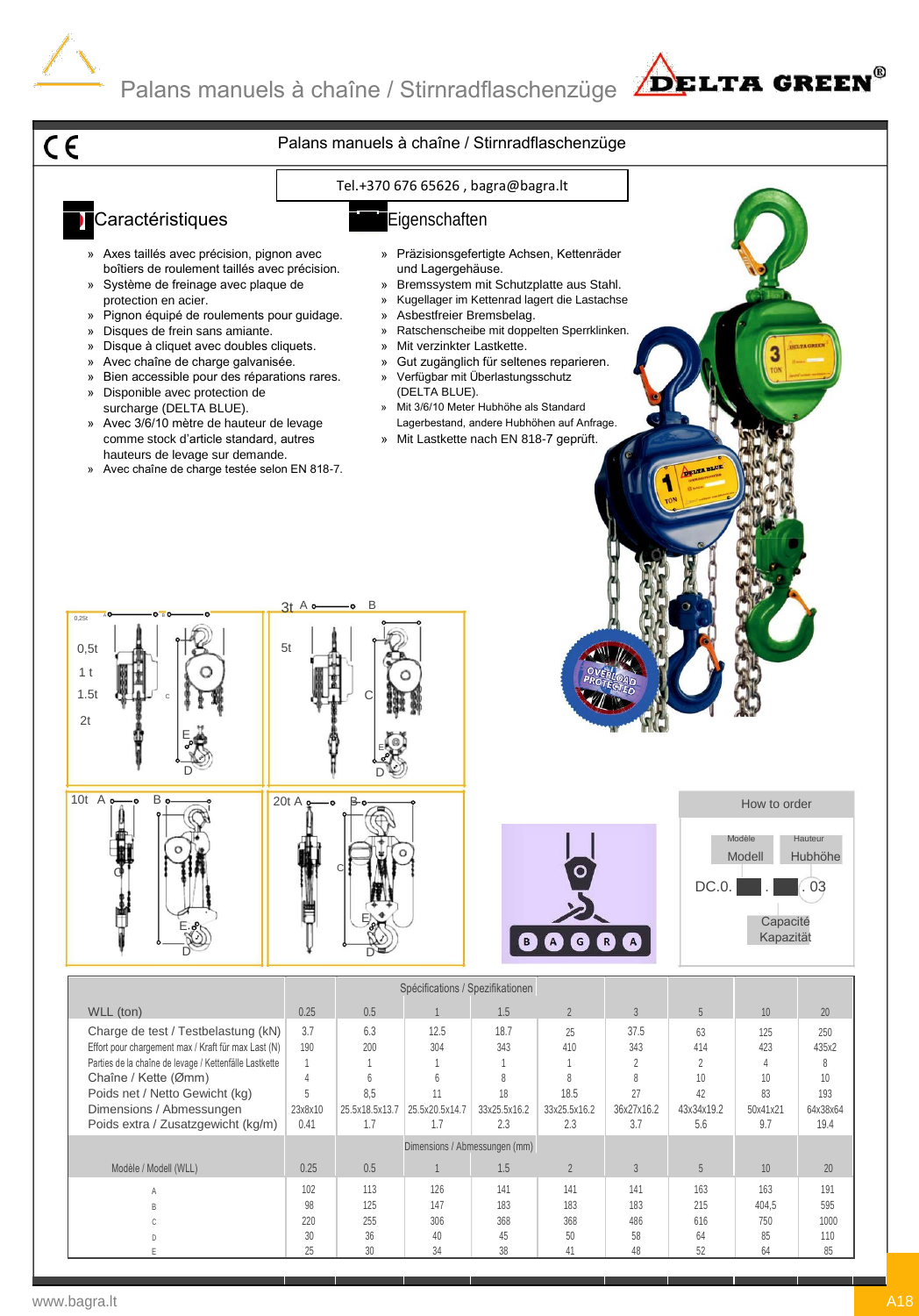# Palans manuels à chaîne / Stirnradflaschenzüge

Tel.+370 676 65626 , bagra@bagra.lt

## Caractéristiques

- Axes taillés avec précision, pignon avec boîtiers de roulement taillés avec précision.
- Système de freinage avec plaque de protection en acier.
- Pignon équipé de roulements pour guidage.
- Disques de frein sans amiante.
- Disque à cliquet avec doubles cliquets.
- Avec chaîne de charge galvanisée.
- Bien accessible pour des réparations rares.
- Disponible avec protection de surcharge (DELTA BLUE).
- Avec 3/6/10 mètre de hauteur de levage comme stock d'article standard, autres hauteurs de levage sur demande.
- Avec chaîne de charge testée selon EN 818-7.

## Eigenschaften

- Präzisionsgefertigte Achsen, Kettenräder und Lagergehäuse.
- Bremssystem mit Schutzplatte aus Stahl.
- Kugellager im Kettenrad lagert die Lastachse
- Asbestfreier Bremsbelag.
- Ratschenscheibe mit doppelten Sperrklinken.
- Mit verzinkter Lastkette.
- Gut zugänglich für seltenes reparieren.
- Verfügbar mit Überlastungsschutz (DELTA BLUE).
- Mit 3/6/10 Meter Hubhöhe als Standard Lagerbestand, andere Hubhöhen auf Anfrage.
- Mit Lastkette nach EN 818-7 geprüft.

0,25t
0,5t
1 t
1.5t
2t
3t
5t
10t
20t
A B C D E

### How to order

Modèle / Modell — Hauteur / Hubhöhe

DC.0. ___ . ___ . 03

Capacité / Kapazität

| Spécifications / Spezifikationen | | | | | | | | | |
|---|---|---|---|---|---|---|---|---|---|
| WLL (ton) | 0.25 | 0.5 | 1 | 1.5 | 2 | 3 | 5 | 10 | 20 |
| Charge de test / Testbelastung (kN) | 3.7 | 6.3 | 12.5 | 18.7 | 25 | 37.5 | 63 | 125 | 250 |
| Effort pour chargement max / Kraft für max Last (N) | 190 | 200 | 304 | 343 | 410 | 343 | 414 | 423 | 435x2 |
| Parties de la chaîne de levage / Kettenfälle Lastkette | 1 | 1 | 1 | 1 | 1 | 2 | 2 | 4 | 8 |
| Chaîne / Kette (Ømm) | 4 | 6 | 6 | 8 | 8 | 8 | 10 | 10 | 10 |
| Poids net / Netto Gewicht (kg) | 5 | 8,5 | 11 | 18 | 18.5 | 27 | 42 | 83 | 193 |
| Dimensions / Abmessungen | 23x8x10 | 25.5x18.5x13.7 | 25.5x20.5x14.7 | 33x25.5x16.2 | 33x25.5x16.2 | 36x27x16.2 | 43x34x19.2 | 50x41x21 | 64x38x64 |
| Poids extra / Zusatzgewicht (kg/m) | 0.41 | 1.7 | 1.7 | 2.3 | 2.3 | 3.7 | 5.6 | 9.7 | 19.4 |
| **Dimensions / Abmessungen (mm)** | | | | | | | | | |
| Modèle / Modell (WLL) | 0.25 | 0.5 | 1 | 1.5 | 2 | 3 | 5 | 10 | 20 |
| A | 102 | 113 | 126 | 141 | 141 | 141 | 163 | 163 | 191 |
| B | 98 | 125 | 147 | 183 | 183 | 183 | 215 | 404,5 | 595 |
| C | 220 | 255 | 306 | 368 | 368 | 486 | 616 | 750 | 1000 |
| D | 30 | 36 | 40 | 45 | 50 | 58 | 64 | 85 | 110 |
| E | 25 | 30 | 34 | 38 | 41 | 48 | 52 | 64 | 85 |